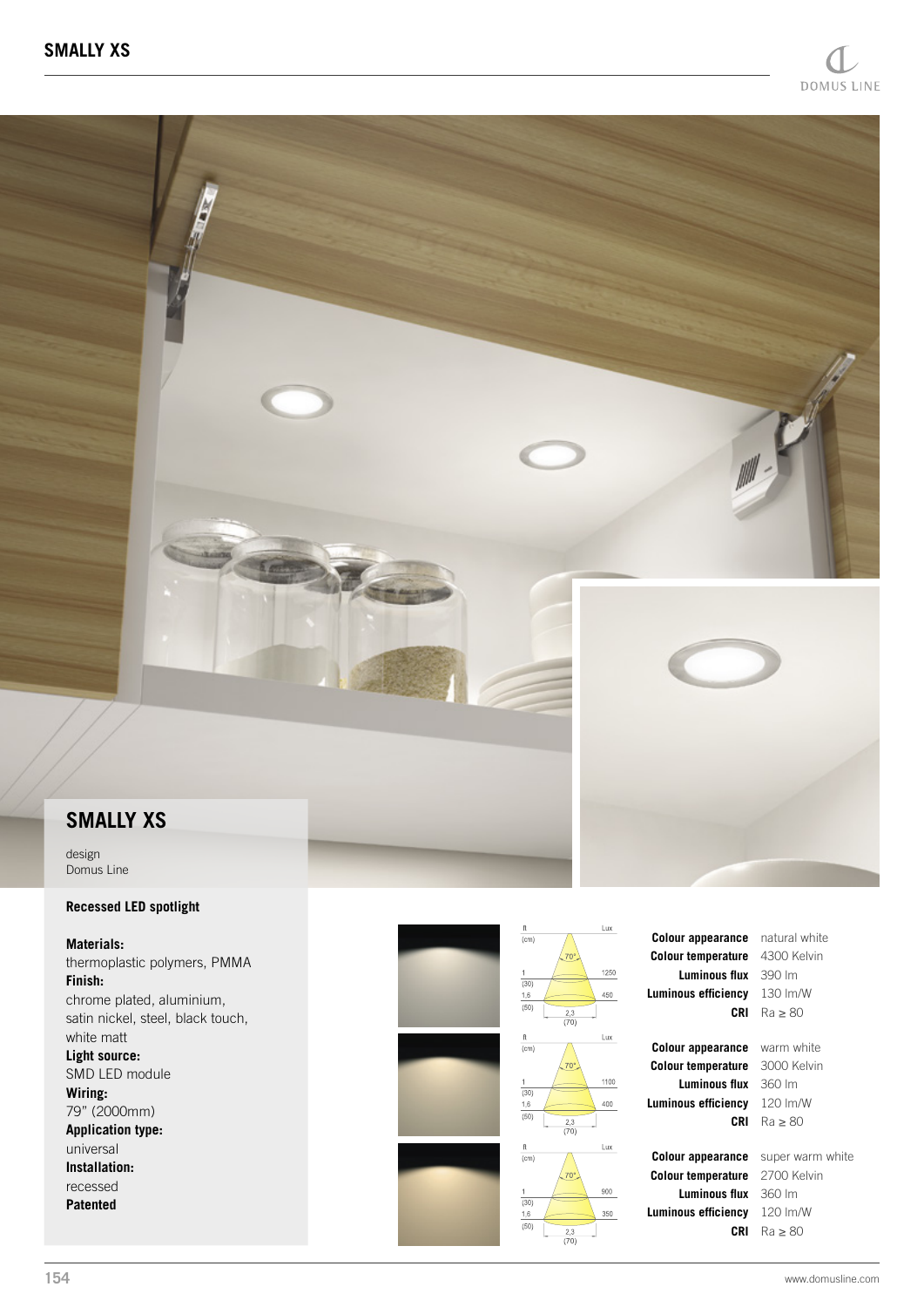# SMALLY XS

## SMALLY XS

design
Domus Line

**Recessed LED spotlight**

**Materials:**
thermoplastic polymers, PMMA
**Finish:**
chrome plated, aluminium, satin nickel, steel, black touch, white matt
**Light source:**
SMD LED module
**Wiring:**
79" (2000mm)
**Application type:**
universal
**Installation:**
recessed
**Patented**

ft (cm) Lux
70°
1 (30) 1250
1,6 (50) 450
2,3 (70)

| | |
|---|---|
| **Colour appearance** | natural white |
| **Colour temperature** | 4300 Kelvin |
| **Luminous flux** | 390 lm |
| **Luminous efficiency** | 130 lm/W |
| **CRI** | Ra ≥ 80 |

ft (cm) Lux
70°
1 (30) 1100
1,6 (50) 400
2,3 (70)

| | |
|---|---|
| **Colour appearance** | warm white |
| **Colour temperature** | 3000 Kelvin |
| **Luminous flux** | 360 lm |
| **Luminous efficiency** | 120 lm/W |
| **CRI** | Ra ≥ 80 |

ft (cm) Lux
70°
1 (30) 900
1,6 (50) 350
2,3 (70)

| | |
|---|---|
| **Colour appearance** | super warm white |
| **Colour temperature** | 2700 Kelvin |
| **Luminous flux** | 360 lm |
| **Luminous efficiency** | 120 lm/W |
| **CRI** | Ra ≥ 80 |

www.domusline.com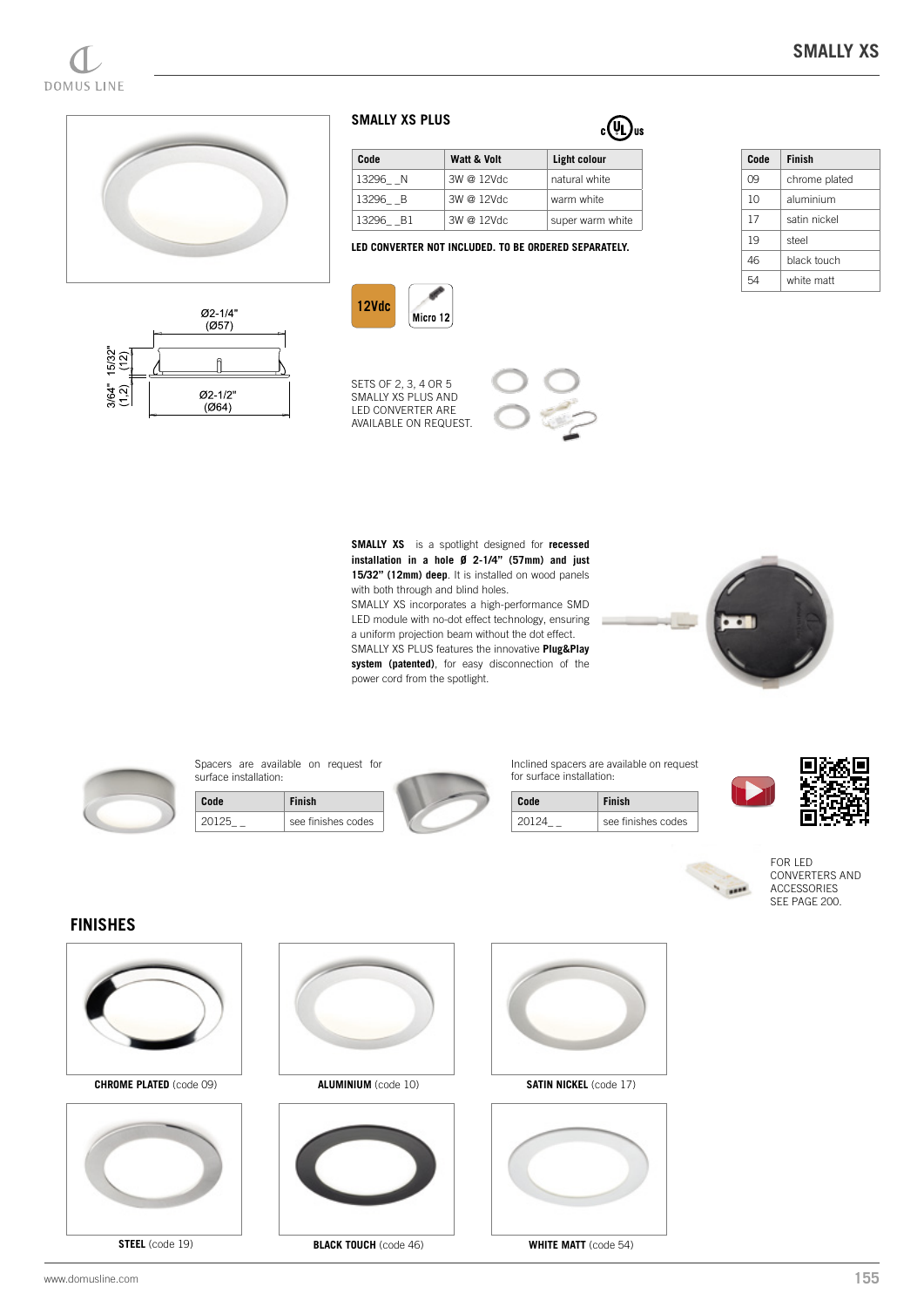# SMALLY XS

## SMALLY XS PLUS

| Code | Watt & Volt | Light colour |
|---|---|---|
| 13296_ _N | 3W @ 12Vdc | natural white |
| 13296_ _B | 3W @ 12Vdc | warm white |
| 13296_ _B1 | 3W @ 12Vdc | super warm white |

**LED CONVERTER NOT INCLUDED. TO BE ORDERED SEPARATELY.**

12Vdc

Micro 12

Ø2-1/4" (Ø57)

15/32" (12)

3/64" (1.2)

Ø2-1/2" (Ø64)

SETS OF 2, 3, 4 OR 5 SMALLY XS PLUS AND LED CONVERTER ARE AVAILABLE ON REQUEST.

| Code | Finish |
|---|---|
| 09 | chrome plated |
| 10 | aluminium |
| 17 | satin nickel |
| 19 | steel |
| 46 | black touch |
| 54 | white matt |

**SMALLY XS** is a spotlight designed for **recessed installation in a hole Ø 2-1/4" (57mm) and just 15/32" (12mm) deep**. It is installed on wood panels with both through and blind holes.
SMALLY XS incorporates a high-performance SMD LED module with no-dot effect technology, ensuring a uniform projection beam without the dot effect.
SMALLY XS PLUS features the innovative **Plug&Play system (patented)**, for easy disconnection of the power cord from the spotlight.

Spacers are available on request for surface installation:

| Code | Finish |
|---|---|
| 20125_ _ | see finishes codes |

Inclined spacers are available on request for surface installation:

| Code | Finish |
|---|---|
| 20124_ _ | see finishes codes |

FOR LED CONVERTERS AND ACCESSORIES SEE PAGE 200.

## FINISHES

**CHROME PLATED** (code 09)

**ALUMINIUM** (code 10)

**SATIN NICKEL** (code 17)

**STEEL** (code 19)

**BLACK TOUCH** (code 46)

**WHITE MATT** (code 54)

www.domusline.com